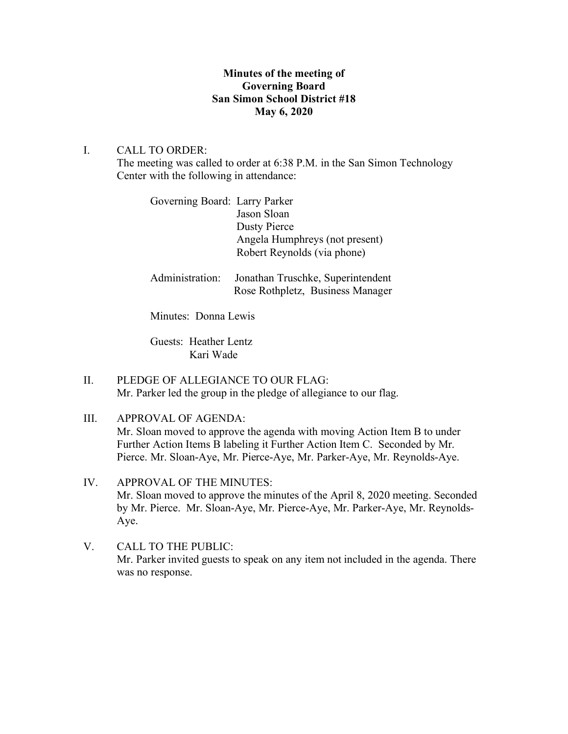**Minutes of the meeting of**
**Governing Board**
**San Simon School District #18**
**May 6, 2020**

I. CALL TO ORDER:
The meeting was called to order at 6:38 P.M. in the San Simon Technology Center with the following in attendance:

Governing Board: Larry Parker
Jason Sloan
Dusty Pierce
Angela Humphreys (not present)
Robert Reynolds (via phone)

Administration: Jonathan Truschke, Superintendent
Rose Rothpletz, Business Manager

Minutes: Donna Lewis

Guests: Heather Lentz
Kari Wade

II. PLEDGE OF ALLEGIANCE TO OUR FLAG:
Mr. Parker led the group in the pledge of allegiance to our flag.

III. APPROVAL OF AGENDA:
Mr. Sloan moved to approve the agenda with moving Action Item B to under Further Action Items B labeling it Further Action Item C. Seconded by Mr. Pierce. Mr. Sloan-Aye, Mr. Pierce-Aye, Mr. Parker-Aye, Mr. Reynolds-Aye.

IV. APPROVAL OF THE MINUTES:
Mr. Sloan moved to approve the minutes of the April 8, 2020 meeting. Seconded by Mr. Pierce. Mr. Sloan-Aye, Mr. Pierce-Aye, Mr. Parker-Aye, Mr. Reynolds-Aye.

V. CALL TO THE PUBLIC:
Mr. Parker invited guests to speak on any item not included in the agenda. There was no response.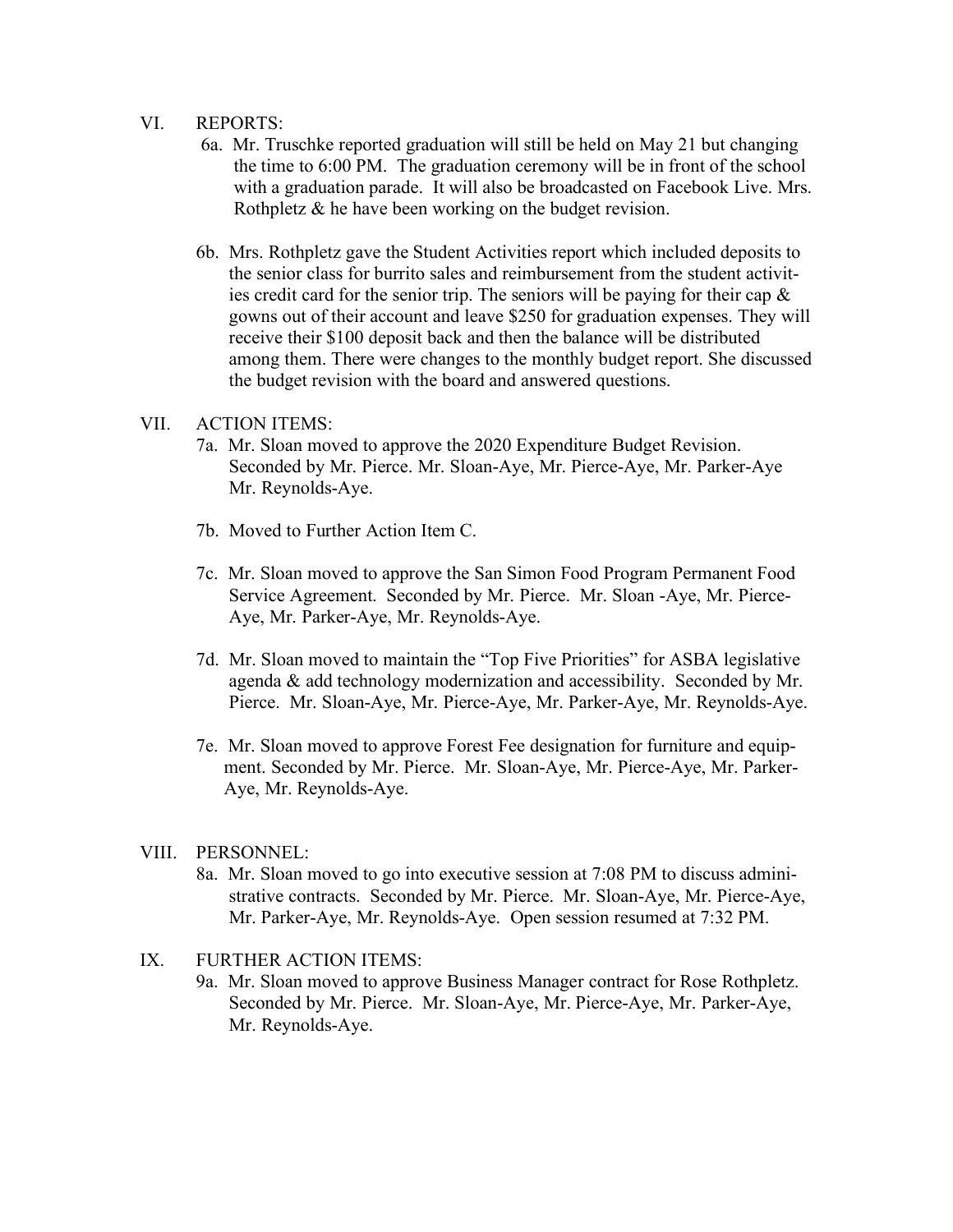VI. REPORTS:

6a. Mr. Truschke reported graduation will still be held on May 21 but changing the time to 6:00 PM. The graduation ceremony will be in front of the school with a graduation parade. It will also be broadcasted on Facebook Live. Mrs. Rothpletz & he have been working on the budget revision.

6b. Mrs. Rothpletz gave the Student Activities report which included deposits to the senior class for burrito sales and reimbursement from the student activities credit card for the senior trip. The seniors will be paying for their cap & gowns out of their account and leave $250 for graduation expenses. They will receive their $100 deposit back and then the balance will be distributed among them. There were changes to the monthly budget report. She discussed the budget revision with the board and answered questions.

VII. ACTION ITEMS:

7a. Mr. Sloan moved to approve the 2020 Expenditure Budget Revision. Seconded by Mr. Pierce. Mr. Sloan-Aye, Mr. Pierce-Aye, Mr. Parker-Aye Mr. Reynolds-Aye.

7b. Moved to Further Action Item C.

7c. Mr. Sloan moved to approve the San Simon Food Program Permanent Food Service Agreement. Seconded by Mr. Pierce. Mr. Sloan -Aye, Mr. Pierce-Aye, Mr. Parker-Aye, Mr. Reynolds-Aye.

7d. Mr. Sloan moved to maintain the "Top Five Priorities" for ASBA legislative agenda & add technology modernization and accessibility. Seconded by Mr. Pierce. Mr. Sloan-Aye, Mr. Pierce-Aye, Mr. Parker-Aye, Mr. Reynolds-Aye.

7e. Mr. Sloan moved to approve Forest Fee designation for furniture and equipment. Seconded by Mr. Pierce. Mr. Sloan-Aye, Mr. Pierce-Aye, Mr. Parker-Aye, Mr. Reynolds-Aye.

VIII. PERSONNEL:

8a. Mr. Sloan moved to go into executive session at 7:08 PM to discuss administrative contracts. Seconded by Mr. Pierce. Mr. Sloan-Aye, Mr. Pierce-Aye, Mr. Parker-Aye, Mr. Reynolds-Aye. Open session resumed at 7:32 PM.

IX. FURTHER ACTION ITEMS:

9a. Mr. Sloan moved to approve Business Manager contract for Rose Rothpletz. Seconded by Mr. Pierce. Mr. Sloan-Aye, Mr. Pierce-Aye, Mr. Parker-Aye, Mr. Reynolds-Aye.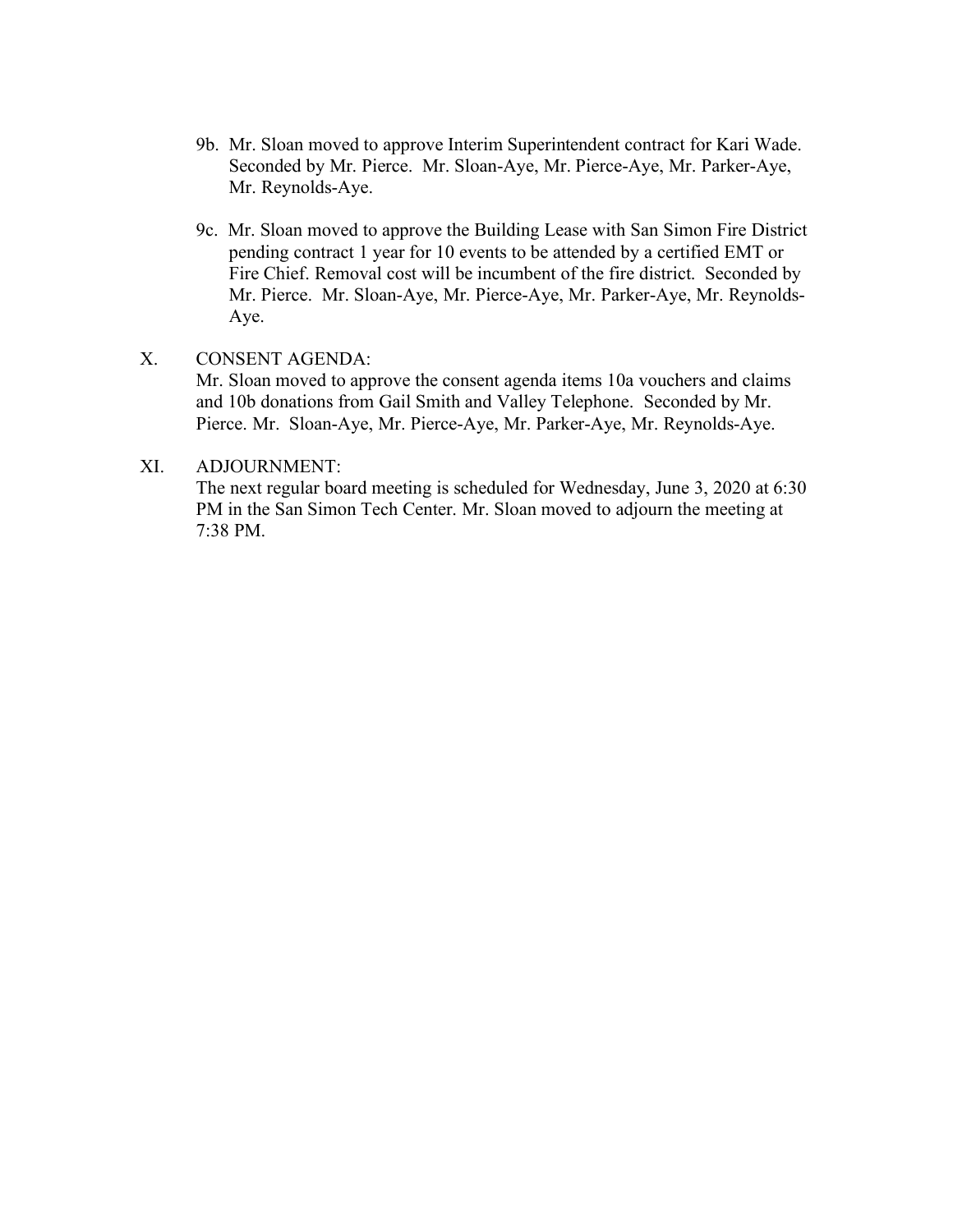9b. Mr. Sloan moved to approve Interim Superintendent contract for Kari Wade. Seconded by Mr. Pierce. Mr. Sloan-Aye, Mr. Pierce-Aye, Mr. Parker-Aye, Mr. Reynolds-Aye.

9c. Mr. Sloan moved to approve the Building Lease with San Simon Fire District pending contract 1 year for 10 events to be attended by a certified EMT or Fire Chief. Removal cost will be incumbent of the fire district. Seconded by Mr. Pierce. Mr. Sloan-Aye, Mr. Pierce-Aye, Mr. Parker-Aye, Mr. Reynolds-Aye.

X. CONSENT AGENDA:

Mr. Sloan moved to approve the consent agenda items 10a vouchers and claims and 10b donations from Gail Smith and Valley Telephone. Seconded by Mr. Pierce. Mr. Sloan-Aye, Mr. Pierce-Aye, Mr. Parker-Aye, Mr. Reynolds-Aye.

XI. ADJOURNMENT:

The next regular board meeting is scheduled for Wednesday, June 3, 2020 at 6:30 PM in the San Simon Tech Center. Mr. Sloan moved to adjourn the meeting at 7:38 PM.